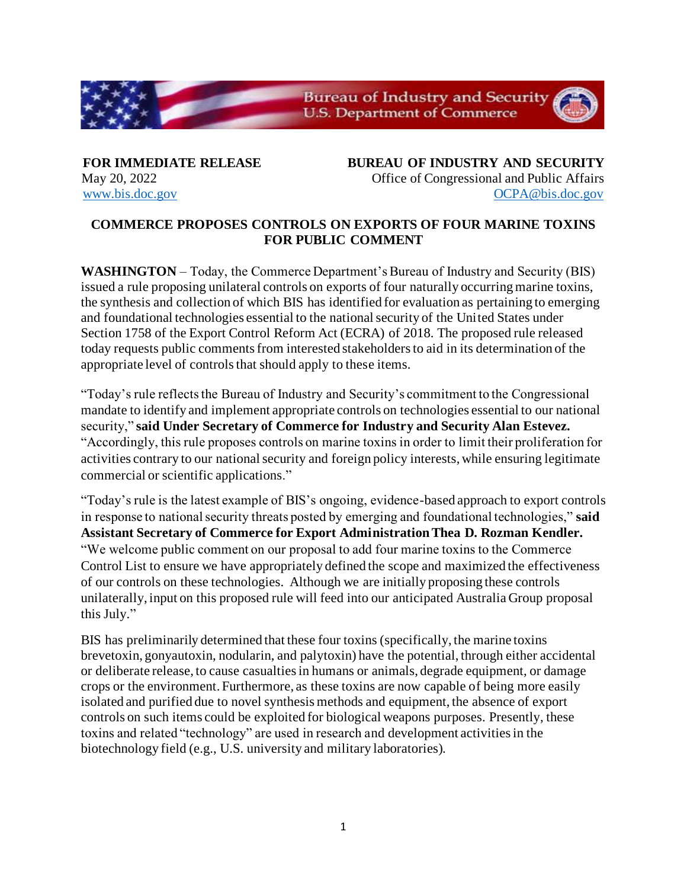**FOR IMMEDIATE RELEASE**
May 20, 2022
www.bis.doc.gov

**BUREAU OF INDUSTRY AND SECURITY**
Office of Congressional and Public Affairs
OCPA@bis.doc.gov

## COMMERCE PROPOSES CONTROLS ON EXPORTS OF FOUR MARINE TOXINS FOR PUBLIC COMMENT

**WASHINGTON** – Today, the Commerce Department's Bureau of Industry and Security (BIS) issued a rule proposing unilateral controls on exports of four naturally occurring marine toxins, the synthesis and collection of which BIS has identified for evaluation as pertaining to emerging and foundational technologies essential to the national security of the United States under Section 1758 of the Export Control Reform Act (ECRA) of 2018. The proposed rule released today requests public comments from interested stakeholders to aid in its determination of the appropriate level of controls that should apply to these items.

"Today's rule reflects the Bureau of Industry and Security's commitment to the Congressional mandate to identify and implement appropriate controls on technologies essential to our national security," **said Under Secretary of Commerce for Industry and Security Alan Estevez.** "Accordingly, this rule proposes controls on marine toxins in order to limit their proliferation for activities contrary to our national security and foreign policy interests, while ensuring legitimate commercial or scientific applications."

"Today's rule is the latest example of BIS's ongoing, evidence-based approach to export controls in response to national security threats posted by emerging and foundational technologies," **said Assistant Secretary of Commerce for Export Administration Thea D. Rozman Kendler.** "We welcome public comment on our proposal to add four marine toxins to the Commerce Control List to ensure we have appropriately defined the scope and maximized the effectiveness of our controls on these technologies. Although we are initially proposing these controls unilaterally, input on this proposed rule will feed into our anticipated Australia Group proposal this July."

BIS has preliminarily determined that these four toxins (specifically, the marine toxins brevetoxin, gonyautoxin, nodularin, and palytoxin) have the potential, through either accidental or deliberate release, to cause casualties in humans or animals, degrade equipment, or damage crops or the environment. Furthermore, as these toxins are now capable of being more easily isolated and purified due to novel synthesis methods and equipment, the absence of export controls on such items could be exploited for biological weapons purposes. Presently, these toxins and related "technology" are used in research and development activities in the biotechnology field (e.g., U.S. university and military laboratories).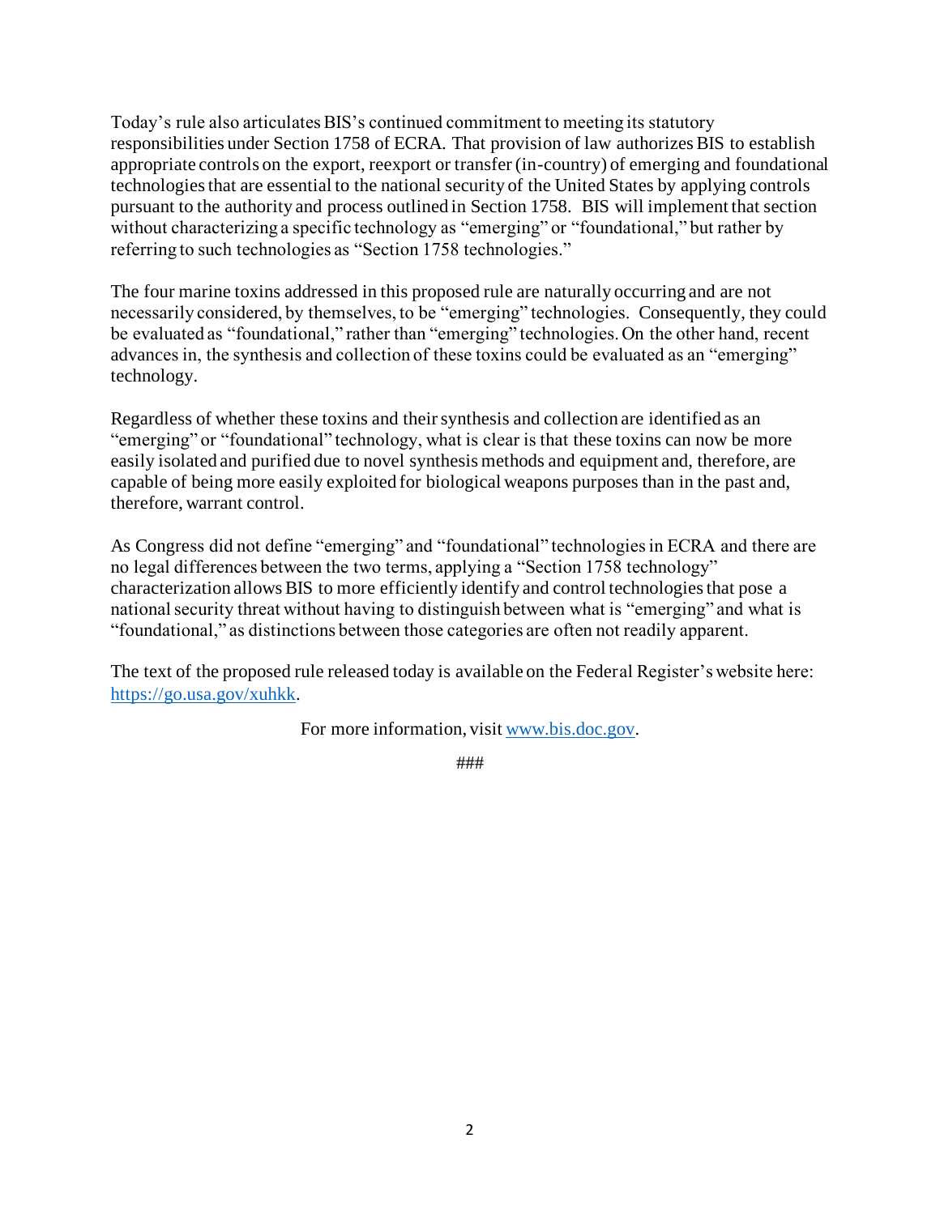Today's rule also articulates BIS's continued commitment to meeting its statutory responsibilities under Section 1758 of ECRA. That provision of law authorizes BIS to establish appropriate controls on the export, reexport or transfer (in-country) of emerging and foundational technologies that are essential to the national security of the United States by applying controls pursuant to the authority and process outlined in Section 1758. BIS will implement that section without characterizing a specific technology as "emerging" or "foundational," but rather by referring to such technologies as "Section 1758 technologies."

The four marine toxins addressed in this proposed rule are naturally occurring and are not necessarily considered, by themselves, to be "emerging" technologies. Consequently, they could be evaluated as "foundational," rather than "emerging" technologies. On the other hand, recent advances in, the synthesis and collection of these toxins could be evaluated as an "emerging" technology.

Regardless of whether these toxins and their synthesis and collection are identified as an "emerging" or "foundational" technology, what is clear is that these toxins can now be more easily isolated and purified due to novel synthesis methods and equipment and, therefore, are capable of being more easily exploited for biological weapons purposes than in the past and, therefore, warrant control.

As Congress did not define "emerging" and "foundational" technologies in ECRA and there are no legal differences between the two terms, applying a "Section 1758 technology" characterization allows BIS to more efficiently identify and control technologies that pose a national security threat without having to distinguish between what is "emerging" and what is "foundational," as distinctions between those categories are often not readily apparent.

The text of the proposed rule released today is available on the Federal Register's website here: [https://go.usa.gov/xuhkk](https://go.usa.gov/xuhkk).

For more information, visit [www.bis.doc.gov](www.bis.doc.gov).

###